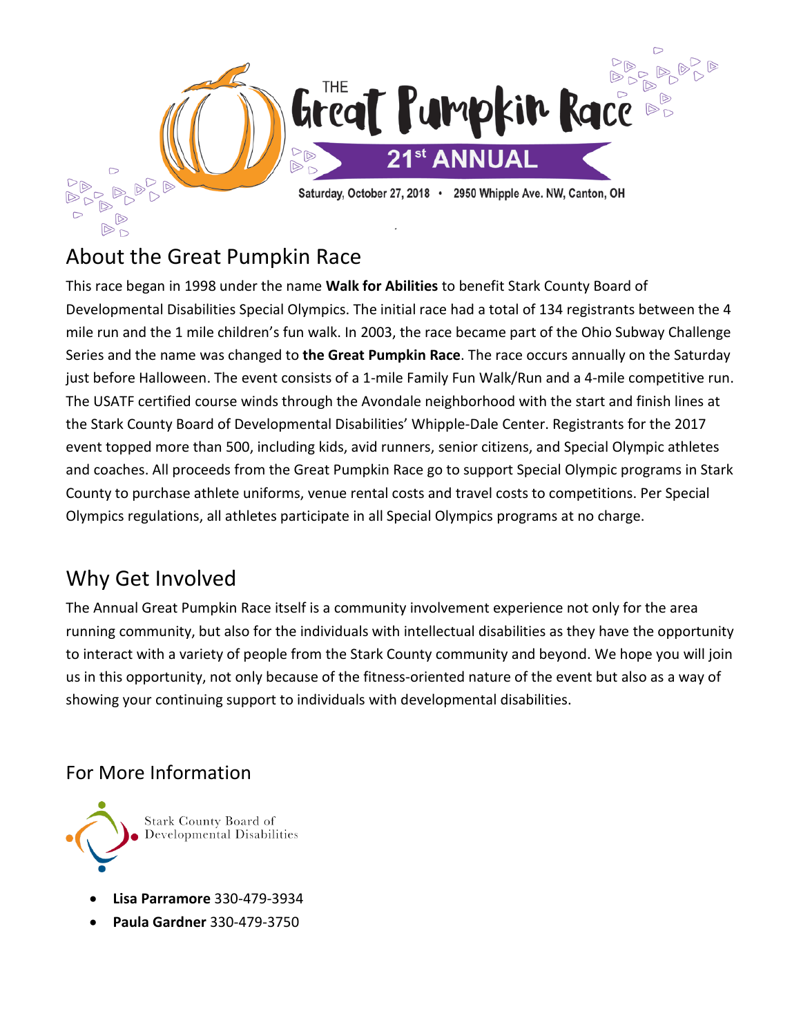# THE Great Pumpkin Race

**21st ANNUAL**

Saturday, October 27, 2018 • 2950 Whipple Ave. NW, Canton, OH

## About the Great Pumpkin Race

This race began in 1998 under the name **Walk for Abilities** to benefit Stark County Board of Developmental Disabilities Special Olympics. The initial race had a total of 134 registrants between the 4 mile run and the 1 mile children's fun walk. In 2003, the race became part of the Ohio Subway Challenge Series and the name was changed to **the Great Pumpkin Race**. The race occurs annually on the Saturday just before Halloween. The event consists of a 1-mile Family Fun Walk/Run and a 4-mile competitive run. The USATF certified course winds through the Avondale neighborhood with the start and finish lines at the Stark County Board of Developmental Disabilities' Whipple-Dale Center. Registrants for the 2017 event topped more than 500, including kids, avid runners, senior citizens, and Special Olympic athletes and coaches. All proceeds from the Great Pumpkin Race go to support Special Olympic programs in Stark County to purchase athlete uniforms, venue rental costs and travel costs to competitions. Per Special Olympics regulations, all athletes participate in all Special Olympics programs at no charge.

## Why Get Involved

The Annual Great Pumpkin Race itself is a community involvement experience not only for the area running community, but also for the individuals with intellectual disabilities as they have the opportunity to interact with a variety of people from the Stark County community and beyond. We hope you will join us in this opportunity, not only because of the fitness-oriented nature of the event but also as a way of showing your continuing support to individuals with developmental disabilities.

## For More Information

Stark County Board of Developmental Disabilities

- **Lisa Parramore** 330-479-3934
- **Paula Gardner** 330-479-3750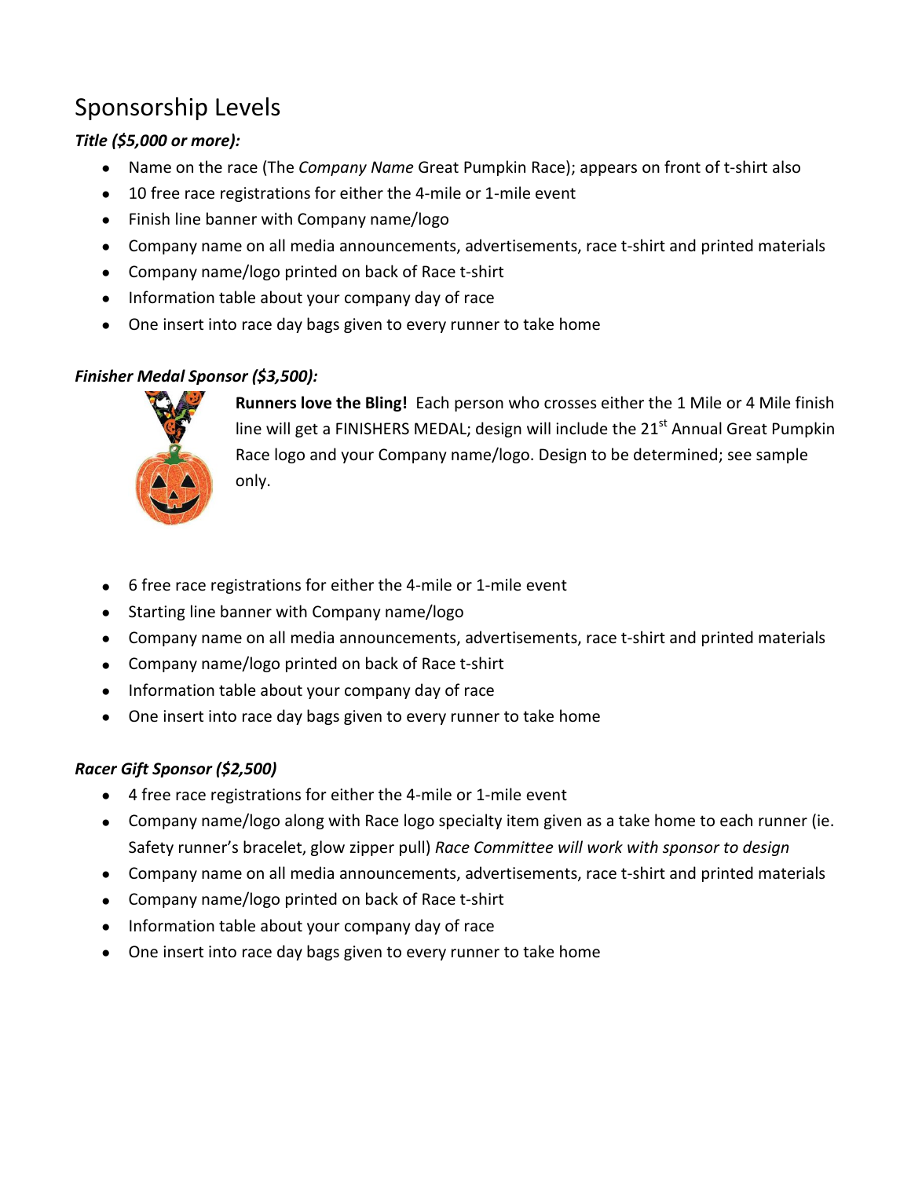## Sponsorship Levels

***Title ($5,000 or more):***

- Name on the race (The *Company Name* Great Pumpkin Race); appears on front of t-shirt also
- 10 free race registrations for either the 4-mile or 1-mile event
- Finish line banner with Company name/logo
- Company name on all media announcements, advertisements, race t-shirt and printed materials
- Company name/logo printed on back of Race t-shirt
- Information table about your company day of race
- One insert into race day bags given to every runner to take home

***Finisher Medal Sponsor ($3,500):***

**Runners love the Bling!** Each person who crosses either the 1 Mile or 4 Mile finish line will get a FINISHERS MEDAL; design will include the 21st Annual Great Pumpkin Race logo and your Company name/logo. Design to be determined; see sample only.

- 6 free race registrations for either the 4-mile or 1-mile event
- Starting line banner with Company name/logo
- Company name on all media announcements, advertisements, race t-shirt and printed materials
- Company name/logo printed on back of Race t-shirt
- Information table about your company day of race
- One insert into race day bags given to every runner to take home

***Racer Gift Sponsor ($2,500)***

- 4 free race registrations for either the 4-mile or 1-mile event
- Company name/logo along with Race logo specialty item given as a take home to each runner (ie. Safety runner's bracelet, glow zipper pull) *Race Committee will work with sponsor to design*
- Company name on all media announcements, advertisements, race t-shirt and printed materials
- Company name/logo printed on back of Race t-shirt
- Information table about your company day of race
- One insert into race day bags given to every runner to take home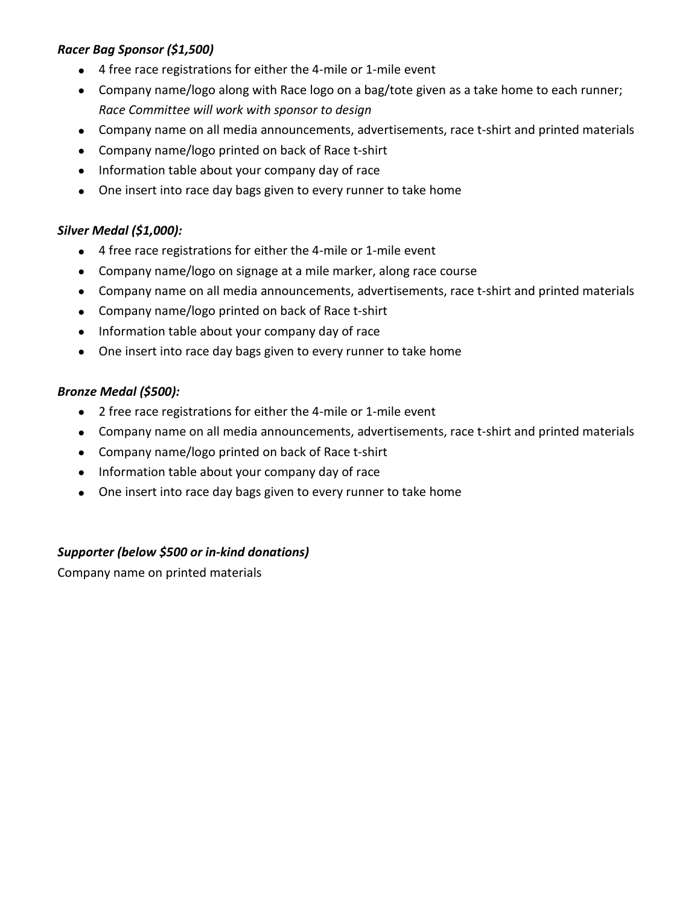***Racer Bag Sponsor ($1,500)***

- 4 free race registrations for either the 4-mile or 1-mile event
- Company name/logo along with Race logo on a bag/tote given as a take home to each runner; *Race Committee will work with sponsor to design*
- Company name on all media announcements, advertisements, race t-shirt and printed materials
- Company name/logo printed on back of Race t-shirt
- Information table about your company day of race
- One insert into race day bags given to every runner to take home

***Silver Medal ($1,000):***

- 4 free race registrations for either the 4-mile or 1-mile event
- Company name/logo on signage at a mile marker, along race course
- Company name on all media announcements, advertisements, race t-shirt and printed materials
- Company name/logo printed on back of Race t-shirt
- Information table about your company day of race
- One insert into race day bags given to every runner to take home

***Bronze Medal ($500):***

- 2 free race registrations for either the 4-mile or 1-mile event
- Company name on all media announcements, advertisements, race t-shirt and printed materials
- Company name/logo printed on back of Race t-shirt
- Information table about your company day of race
- One insert into race day bags given to every runner to take home

***Supporter (below $500 or in-kind donations)***

Company name on printed materials